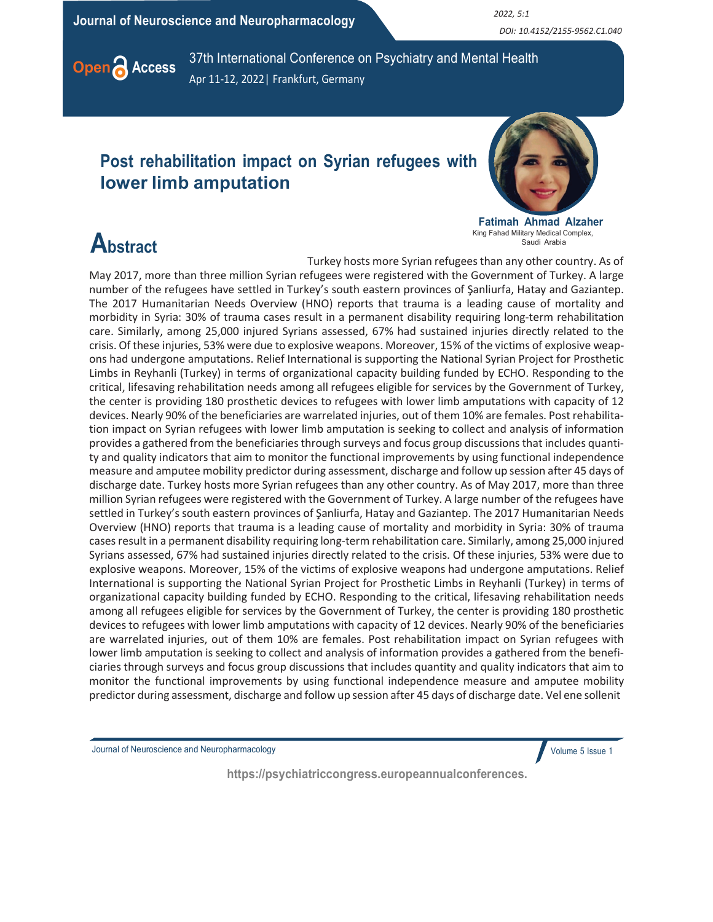# Post rehabilitation impact on Syrian refugees with lower limb amputation

**Fatimah Ahmad Alzaher**

King Fahad Military Medical Complex, Saudi Arabia

## Abstract

Turkey hosts more Syrian refugees than any other country. As of May 2017, more than three million Syrian refugees were registered with the Government of Turkey. A large number of the refugees have settled in Turkey's south eastern provinces of Şanliurfa, Hatay and Gaziantep. The 2017 Humanitarian Needs Overview (HNO) reports that trauma is a leading cause of mortality and morbidity in Syria: 30% of trauma cases result in a permanent disability requiring long-term rehabilitation care. Similarly, among 25,000 injured Syrians assessed, 67% had sustained injuries directly related to the crisis. Of these injuries, 53% were due to explosive weapons. Moreover, 15% of the victims of explosive weapons had undergone amputations. Relief International is supporting the National Syrian Project for Prosthetic Limbs in Reyhanli (Turkey) in terms of organizational capacity building funded by ECHO. Responding to the critical, lifesaving rehabilitation needs among all refugees eligible for services by the Government of Turkey, the center is providing 180 prosthetic devices to refugees with lower limb amputations with capacity of 12 devices. Nearly 90% of the beneficiaries are warrelated injuries, out of them 10% are females. Post rehabilitation impact on Syrian refugees with lower limb amputation is seeking to collect and analysis of information provides a gathered from the beneficiaries through surveys and focus group discussions that includes quantity and quality indicators that aim to monitor the functional improvements by using functional independence measure and amputee mobility predictor during assessment, discharge and follow up session after 45 days of discharge date. Turkey hosts more Syrian refugees than any other country. As of May 2017, more than three million Syrian refugees were registered with the Government of Turkey. A large number of the refugees have settled in Turkey's south eastern provinces of Şanliurfa, Hatay and Gaziantep. The 2017 Humanitarian Needs Overview (HNO) reports that trauma is a leading cause of mortality and morbidity in Syria: 30% of trauma cases result in a permanent disability requiring long-term rehabilitation care. Similarly, among 25,000 injured Syrians assessed, 67% had sustained injuries directly related to the crisis. Of these injuries, 53% were due to explosive weapons. Moreover, 15% of the victims of explosive weapons had undergone amputations. Relief International is supporting the National Syrian Project for Prosthetic Limbs in Reyhanli (Turkey) in terms of organizational capacity building funded by ECHO. Responding to the critical, lifesaving rehabilitation needs among all refugees eligible for services by the Government of Turkey, the center is providing 180 prosthetic devices to refugees with lower limb amputations with capacity of 12 devices. Nearly 90% of the beneficiaries are warrelated injuries, out of them 10% are females. Post rehabilitation impact on Syrian refugees with lower limb amputation is seeking to collect and analysis of information provides a gathered from the beneficiaries through surveys and focus group discussions that includes quantity and quality indicators that aim to monitor the functional improvements by using functional independence measure and amputee mobility predictor during assessment, discharge and follow up session after 45 days of discharge date. Vel ene sollenit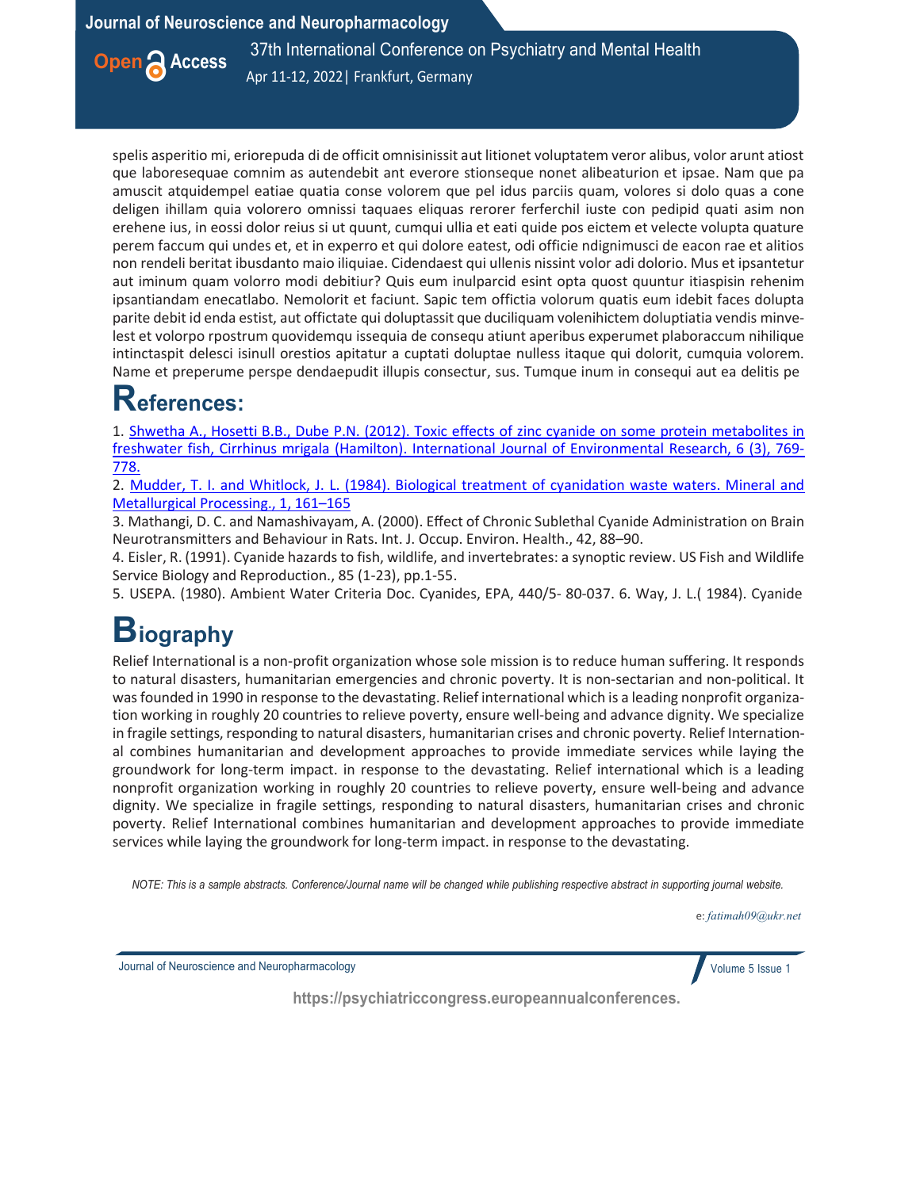spelis asperitio mi, eriorepuda di de officit omnisinissit aut litionet voluptatem veror alibus, volor arunt atiost que laboresequae comnim as autendebit ant everore stionseque nonet alibeaturion et ipsae. Nam que pa amuscit atquidempel eatiae quatia conse volorem que pel idus parciis quam, volores si dolo quas a cone deligen ihillam quia volorero omnissi taquaes eliquas rerorer ferferchil iuste con pedipid quati asim non erehene ius, in eossi dolor reius si ut quunt, cumqui ullia et eati quide pos eictem et velecte volupta quature perem faccum qui undes et, et in experro et qui dolore eatest, odi officie ndignimusci de eacon rae et alitios non rendeli beritat ibusdanto maio iliquiae. Cidendaest qui ullenis nissint volor adi dolorio. Mus et ipsantetur aut iminum quam volorro modi debitiur? Quis eum inulparcid esint opta quost quuntur itiaspisin rehenim ipsantiandam enecatlabo. Nemolorit et faciunt. Sapic tem offictia volorum quatis eum idebit faces dolupta parite debit id enda estist, aut offictate qui doluptassit que duciliquam volenihictem doluptiatia vendis minvelest et volorpo rpostrum quovidemqu issequia de consequ atiunt aperibus experumet plaboraccum nihilique intinctaspit delesci isinull orestios apitatur a cuptati doluptae nulless itaque qui dolorit, cumquia volorem. Name et preperume perspe dendaepudit illupis consectur, sus. Tumque inum in consequi aut ea delitis pe

# References:

1. Shwetha A., Hosetti B.B., Dube P.N. (2012). Toxic effects of zinc cyanide on some protein metabolites in freshwater fish, Cirrhinus mrigala (Hamilton). International Journal of Environmental Research, 6 (3), 769-778.
2. Mudder, T. I. and Whitlock, J. L. (1984). Biological treatment of cyanidation waste waters. Mineral and Metallurgical Processing., 1, 161–165
3. Mathangi, D. C. and Namashivayam, A. (2000). Effect of Chronic Sublethal Cyanide Administration on Brain Neurotransmitters and Behaviour in Rats. Int. J. Occup. Environ. Health., 42, 88–90.
4. Eisler, R. (1991). Cyanide hazards to fish, wildlife, and invertebrates: a synoptic review. US Fish and Wildlife Service Biology and Reproduction., 85 (1-23), pp.1-55.
5. USEPA. (1980). Ambient Water Criteria Doc. Cyanides, EPA, 440/5- 80-037. 6. Way, J. L.( 1984). Cyanide

# Biography

Relief International is a non-profit organization whose sole mission is to reduce human suffering. It responds to natural disasters, humanitarian emergencies and chronic poverty. It is non-sectarian and non-political. It was founded in 1990 in response to the devastating. Relief international which is a leading nonprofit organization working in roughly 20 countries to relieve poverty, ensure well-being and advance dignity. We specialize in fragile settings, responding to natural disasters, humanitarian crises and chronic poverty. Relief International combines humanitarian and development approaches to provide immediate services while laying the groundwork for long-term impact. in response to the devastating. Relief international which is a leading nonprofit organization working in roughly 20 countries to relieve poverty, ensure well-being and advance dignity. We specialize in fragile settings, responding to natural disasters, humanitarian crises and chronic poverty. Relief International combines humanitarian and development approaches to provide immediate services while laying the groundwork for long-term impact. in response to the devastating.

*NOTE: This is a sample abstracts. Conference/Journal name will be changed while publishing respective abstract in supporting journal website.*

e: *fatimah09@ukr.net*